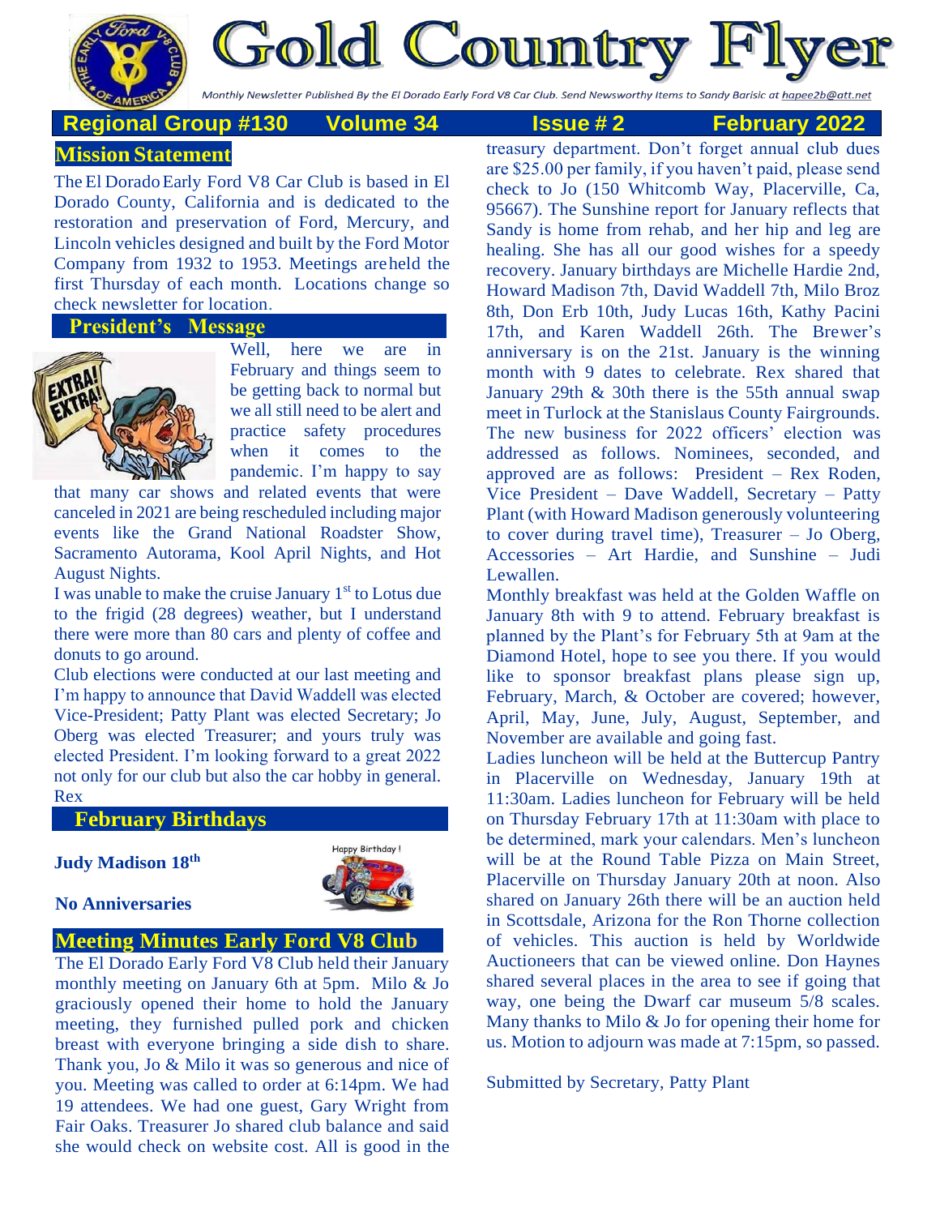# Gold Country Flyer

Monthly Newsletter Published By the El Dorado Early Ford V8 Car Club. Send Newsworthy Items to Sandy Barisic at hapee2b@att.net

**Regional Group #130 Volume 34 Issue # 2 February 2022**

## Mission Statement

The El Dorado Early Ford V8 Car Club is based in El Dorado County, California and is dedicated to the restoration and preservation of Ford, Mercury, and Lincoln vehicles designed and built by the Ford Motor Company from 1932 to 1953. Meetings are held the first Thursday of each month. Locations change so check newsletter for location.

## President's Message

Well, here we are in February and things seem to be getting back to normal but we all still need to be alert and practice safety procedures when it comes to the pandemic. I'm happy to say that many car shows and related events that were canceled in 2021 are being rescheduled including major events like the Grand National Roadster Show, Sacramento Autorama, Kool April Nights, and Hot August Nights.

I was unable to make the cruise January 1st to Lotus due to the frigid (28 degrees) weather, but I understand there were more than 80 cars and plenty of coffee and donuts to go around.

Club elections were conducted at our last meeting and I'm happy to announce that David Waddell was elected Vice-President; Patty Plant was elected Secretary; Jo Oberg was elected Treasurer; and yours truly was elected President. I'm looking forward to a great 2022 not only for our club but also the car hobby in general.
Rex

## February Birthdays

**Judy Madison 18th**

**No Anniversaries**

## Meeting Minutes Early Ford V8 Club

The El Dorado Early Ford V8 Club held their January monthly meeting on January 6th at 5pm. Milo & Jo graciously opened their home to hold the January meeting, they furnished pulled pork and chicken breast with everyone bringing a side dish to share. Thank you, Jo & Milo it was so generous and nice of you. Meeting was called to order at 6:14pm. We had 19 attendees. We had one guest, Gary Wright from Fair Oaks. Treasurer Jo shared club balance and said she would check on website cost. All is good in the treasury department. Don't forget annual club dues are $25.00 per family, if you haven't paid, please send check to Jo (150 Whitcomb Way, Placerville, Ca, 95667). The Sunshine report for January reflects that Sandy is home from rehab, and her hip and leg are healing. She has all our good wishes for a speedy recovery. January birthdays are Michelle Hardie 2nd, Howard Madison 7th, David Waddell 7th, Milo Broz 8th, Don Erb 10th, Judy Lucas 16th, Kathy Pacini 17th, and Karen Waddell 26th. The Brewer's anniversary is on the 21st. January is the winning month with 9 dates to celebrate. Rex shared that January 29th & 30th there is the 55th annual swap meet in Turlock at the Stanislaus County Fairgrounds. The new business for 2022 officers' election was addressed as follows. Nominees, seconded, and approved are as follows: President – Rex Roden, Vice President – Dave Waddell, Secretary – Patty Plant (with Howard Madison generously volunteering to cover during travel time), Treasurer – Jo Oberg, Accessories – Art Hardie, and Sunshine – Judi Lewallen.

Monthly breakfast was held at the Golden Waffle on January 8th with 9 to attend. February breakfast is planned by the Plant's for February 5th at 9am at the Diamond Hotel, hope to see you there. If you would like to sponsor breakfast plans please sign up, February, March, & October are covered; however, April, May, June, July, August, September, and November are available and going fast.

Ladies luncheon will be held at the Buttercup Pantry in Placerville on Wednesday, January 19th at 11:30am. Ladies luncheon for February will be held on Thursday February 17th at 11:30am with place to be determined, mark your calendars. Men's luncheon will be at the Round Table Pizza on Main Street, Placerville on Thursday January 20th at noon. Also shared on January 26th there will be an auction held in Scottsdale, Arizona for the Ron Thorne collection of vehicles. This auction is held by Worldwide Auctioneers that can be viewed online. Don Haynes shared several places in the area to see if going that way, one being the Dwarf car museum 5/8 scales. Many thanks to Milo & Jo for opening their home for us. Motion to adjourn was made at 7:15pm, so passed.

Submitted by Secretary, Patty Plant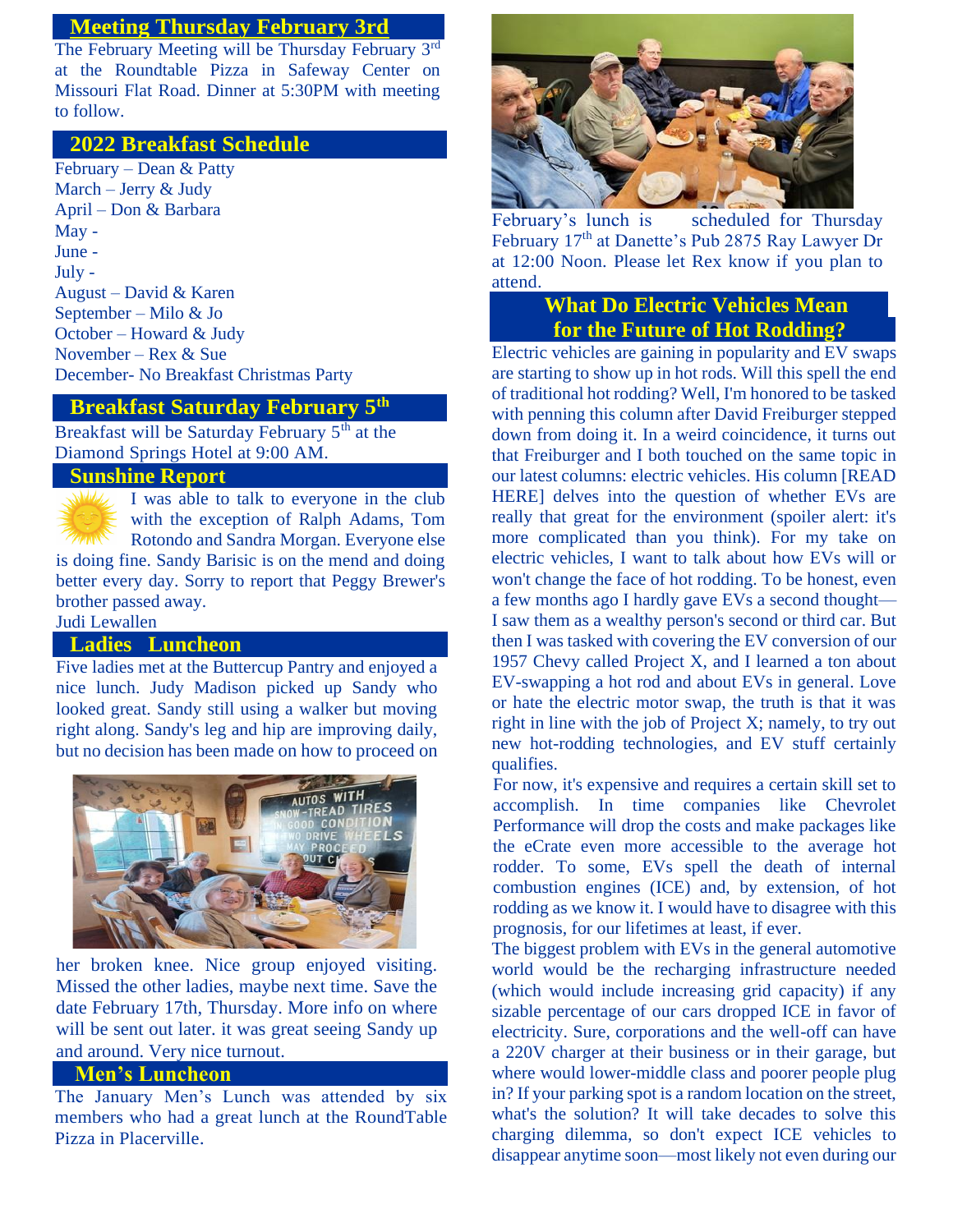## Meeting Thursday February 3rd

The February Meeting will be Thursday February 3rd at the Roundtable Pizza in Safeway Center on Missouri Flat Road. Dinner at 5:30PM with meeting to follow.

## 2022 Breakfast Schedule

February – Dean & Patty
March – Jerry & Judy
April – Don & Barbara
May -
June -
July -
August – David & Karen
September – Milo & Jo
October – Howard & Judy
November – Rex & Sue
December- No Breakfast Christmas Party

## Breakfast Saturday February 5th

Breakfast will be Saturday February 5th at the Diamond Springs Hotel at 9:00 AM.

## Sunshine Report

I was able to talk to everyone in the club with the exception of Ralph Adams, Tom Rotondo and Sandra Morgan. Everyone else is doing fine. Sandy Barisic is on the mend and doing better every day. Sorry to report that Peggy Brewer's brother passed away.
Judi Lewallen

## Ladies Luncheon

Five ladies met at the Buttercup Pantry and enjoyed a nice lunch. Judy Madison picked up Sandy who looked great. Sandy still using a walker but moving right along. Sandy's leg and hip are improving daily, but no decision has been made on how to proceed on her broken knee. Nice group enjoyed visiting. Missed the other ladies, maybe next time. Save the date February 17th, Thursday. More info on where will be sent out later. it was great seeing Sandy up and around. Very nice turnout.

## Men's Luncheon

The January Men's Lunch was attended by six members who had a great lunch at the RoundTable Pizza in Placerville.

February's lunch is scheduled for Thursday February 17th at Danette's Pub 2875 Ray Lawyer Dr at 12:00 Noon. Please let Rex know if you plan to attend.

## What Do Electric Vehicles Mean for the Future of Hot Rodding?

Electric vehicles are gaining in popularity and EV swaps are starting to show up in hot rods. Will this spell the end of traditional hot rodding? Well, I'm honored to be tasked with penning this column after David Freiburger stepped down from doing it. In a weird coincidence, it turns out that Freiburger and I both touched on the same topic in our latest columns: electric vehicles. His column [READ HERE] delves into the question of whether EVs are really that great for the environment (spoiler alert: it's more complicated than you think). For my take on electric vehicles, I want to talk about how EVs will or won't change the face of hot rodding. To be honest, even a few months ago I hardly gave EVs a second thought—I saw them as a wealthy person's second or third car. But then I was tasked with covering the EV conversion of our 1957 Chevy called Project X, and I learned a ton about EV-swapping a hot rod and about EVs in general. Love or hate the electric motor swap, the truth is that it was right in line with the job of Project X; namely, to try out new hot-rodding technologies, and EV stuff certainly qualifies.

For now, it's expensive and requires a certain skill set to accomplish. In time companies like Chevrolet Performance will drop the costs and make packages like the eCrate even more accessible to the average hot rodder. To some, EVs spell the death of internal combustion engines (ICE) and, by extension, of hot rodding as we know it. I would have to disagree with this prognosis, for our lifetimes at least, if ever.

The biggest problem with EVs in the general automotive world would be the recharging infrastructure needed (which would include increasing grid capacity) if any sizable percentage of our cars dropped ICE in favor of electricity. Sure, corporations and the well-off can have a 220V charger at their business or in their garage, but where would lower-middle class and poorer people plug in? If your parking spot is a random location on the street, what's the solution? It will take decades to solve this charging dilemma, so don't expect ICE vehicles to disappear anytime soon—most likely not even during our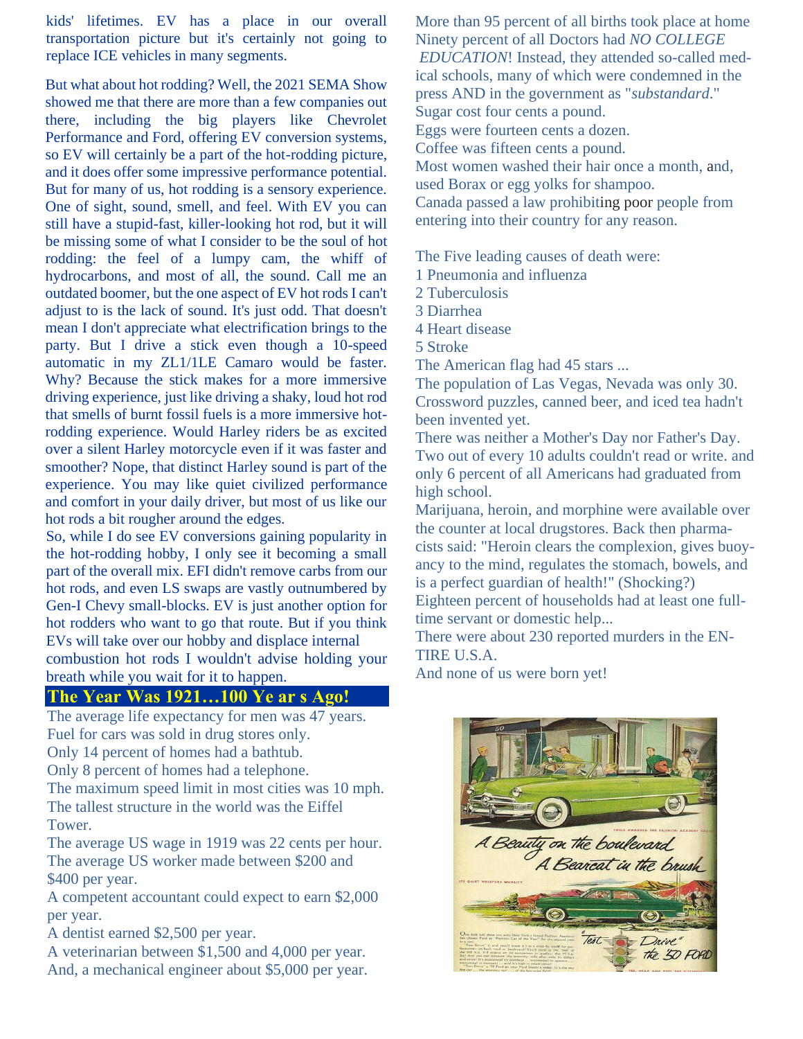kids' lifetimes. EV has a place in our overall transportation picture but it's certainly not going to replace ICE vehicles in many segments.

But what about hot rodding? Well, the 2021 SEMA Show showed me that there are more than a few companies out there, including the big players like Chevrolet Performance and Ford, offering EV conversion systems, so EV will certainly be a part of the hot-rodding picture, and it does offer some impressive performance potential. But for many of us, hot rodding is a sensory experience. One of sight, sound, smell, and feel. With EV you can still have a stupid-fast, killer-looking hot rod, but it will be missing some of what I consider to be the soul of hot rodding: the feel of a lumpy cam, the whiff of hydrocarbons, and most of all, the sound. Call me an outdated boomer, but the one aspect of EV hot rods I can't adjust to is the lack of sound. It's just odd. That doesn't mean I don't appreciate what electrification brings to the party. But I drive a stick even though a 10-speed automatic in my ZL1/1LE Camaro would be faster. Why? Because the stick makes for a more immersive driving experience, just like driving a shaky, loud hot rod that smells of burnt fossil fuels is a more immersive hot-rodding experience. Would Harley riders be as excited over a silent Harley motorcycle even if it was faster and smoother? Nope, that distinct Harley sound is part of the experience. You may like quiet civilized performance and comfort in your daily driver, but most of us like our hot rods a bit rougher around the edges.

So, while I do see EV conversions gaining popularity in the hot-rodding hobby, I only see it becoming a small part of the overall mix. EFI didn't remove carbs from our hot rods, and even LS swaps are vastly outnumbered by Gen-I Chevy small-blocks. EV is just another option for hot rodders who want to go that route. But if you think EVs will take over our hobby and displace internal combustion hot rods I wouldn't advise holding your breath while you wait for it to happen.

## The Year Was 1921…100 Ye ar s Ago!

The average life expectancy for men was 47 years.
Fuel for cars was sold in drug stores only.
Only 14 percent of homes had a bathtub.
Only 8 percent of homes had a telephone.
The maximum speed limit in most cities was 10 mph.
The tallest structure in the world was the Eiffel Tower.
The average US wage in 1919 was 22 cents per hour.
The average US worker made between $200 and $400 per year.
A competent accountant could expect to earn $2,000 per year.
A dentist earned $2,500 per year.
A veterinarian between $1,500 and 4,000 per year.
And, a mechanical engineer about $5,000 per year.
More than 95 percent of all births took place at home
Ninety percent of all Doctors had *NO COLLEGE EDUCATION*! Instead, they attended so-called medical schools, many of which were condemned in the press AND in the government as "*substandard*."
Sugar cost four cents a pound.
Eggs were fourteen cents a dozen.
Coffee was fifteen cents a pound.
Most women washed their hair once a month, and, used Borax or egg yolks for shampoo.
Canada passed a law prohibiting poor people from entering into their country for any reason.

The Five leading causes of death were:
1 Pneumonia and influenza
2 Tuberculosis
3 Diarrhea
4 Heart disease
5 Stroke
The American flag had 45 stars ...
The population of Las Vegas, Nevada was only 30.
Crossword puzzles, canned beer, and iced tea hadn't been invented yet.
There was neither a Mother's Day nor Father's Day.
Two out of every 10 adults couldn't read or write. and only 6 percent of all Americans had graduated from high school.
Marijuana, heroin, and morphine were available over the counter at local drugstores. Back then pharmacists said: "Heroin clears the complexion, gives buoyancy to the mind, regulates the stomach, bowels, and is a perfect guardian of health!" (Shocking?)
Eighteen percent of households had at least one full-time servant or domestic help...
There were about 230 reported murders in the ENTIRE U.S.A.
And none of us were born yet!

A Beauty on the boulevard
A Bearcat in the brush
"Test Drive" the '50 FORD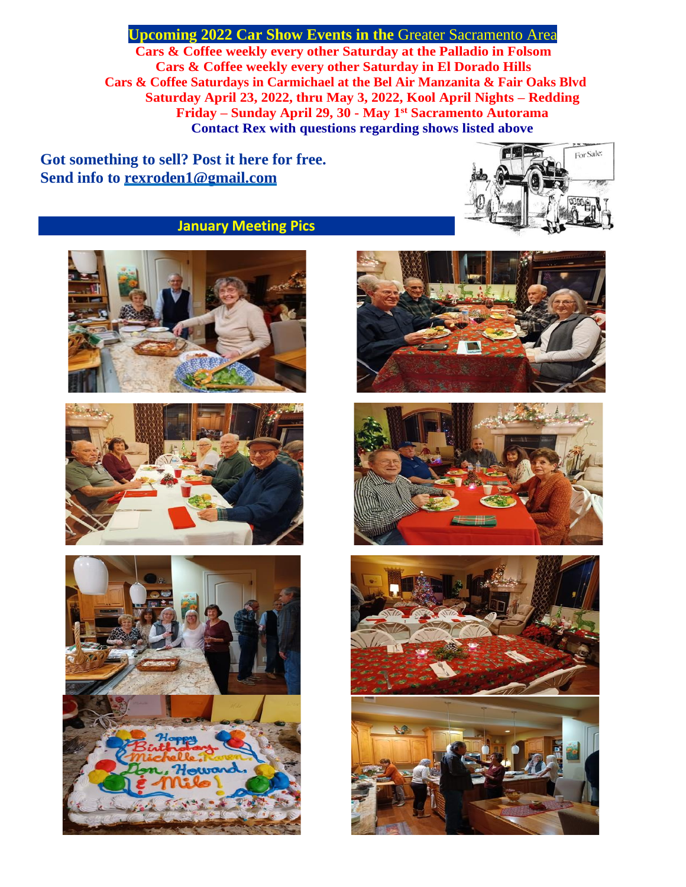## Upcoming 2022 Car Show Events in the Greater Sacramento Area

**Cars & Coffee weekly every other Saturday at the Palladio in Folsom**
**Cars & Coffee weekly every other Saturday in El Dorado Hills**
**Cars & Coffee Saturdays in Carmichael at the Bel Air Manzanita & Fair Oaks Blvd**
**Saturday April 23, 2022, thru May 3, 2022, Kool April Nights – Redding**
**Friday – Sunday April 29, 30 - May 1st Sacramento Autorama**
**Contact Rex with questions regarding shows listed above**

**Got something to sell? Post it here for free.**
**Send info to rexroden1@gmail.com**

## January Meeting Pics